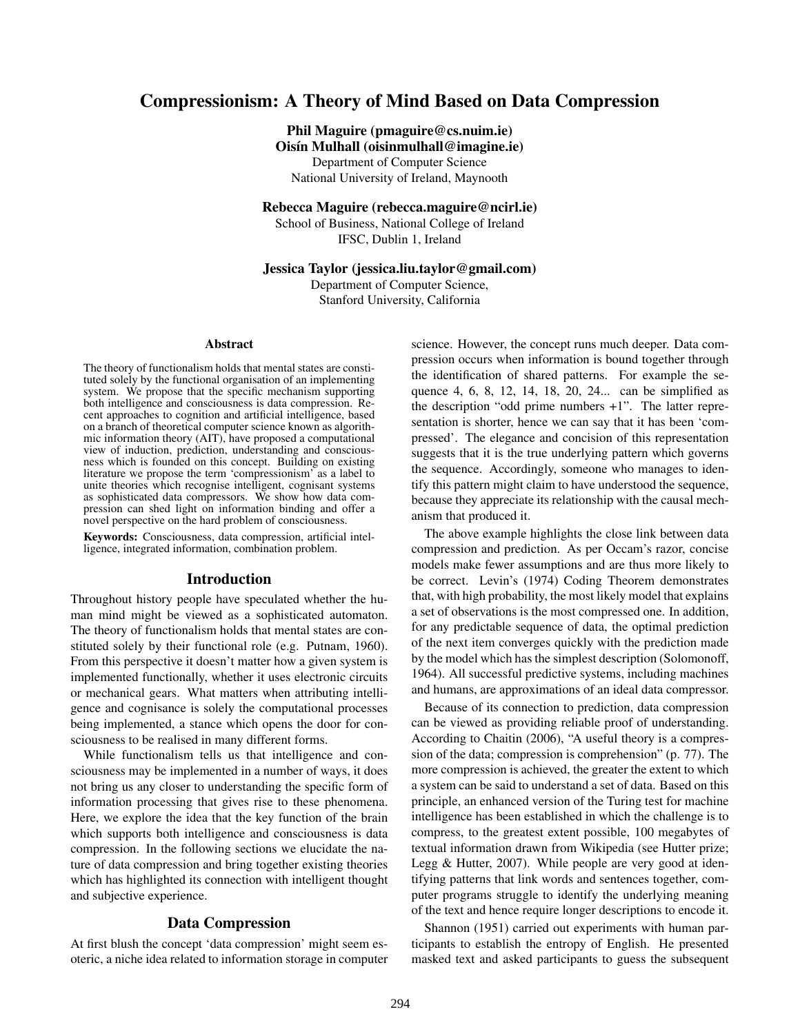# Compressionism: A Theory of Mind Based on Data Compression

**Phil Maguire (pmaguire@cs.nuim.ie)**
**Oisín Mulhall (oisinmulhall@imagine.ie)**
Department of Computer Science
National University of Ireland, Maynooth

**Rebecca Maguire (rebecca.maguire@ncirl.ie)**
School of Business, National College of Ireland
IFSC, Dublin 1, Ireland

**Jessica Taylor (jessica.liu.taylor@gmail.com)**
Department of Computer Science,
Stanford University, California

## Abstract

The theory of functionalism holds that mental states are constituted solely by the functional organisation of an implementing system. We propose that the specific mechanism supporting both intelligence and consciousness is data compression. Recent approaches to cognition and artificial intelligence, based on a branch of theoretical computer science known as algorithmic information theory (AIT), have proposed a computational view of induction, prediction, understanding and consciousness which is founded on this concept. Building on existing literature we propose the term 'compressionism' as a label to unite theories which recognise intelligent, cognisant systems as sophisticated data compressors. We show how data compression can shed light on information binding and offer a novel perspective on the hard problem of consciousness.

**Keywords:** Consciousness, data compression, artificial intelligence, integrated information, combination problem.

## Introduction

Throughout history people have speculated whether the human mind might be viewed as a sophisticated automaton. The theory of functionalism holds that mental states are constituted solely by their functional role (e.g. Putnam, 1960). From this perspective it doesn't matter how a given system is implemented functionally, whether it uses electronic circuits or mechanical gears. What matters when attributing intelligence and cognisance is solely the computational processes being implemented, a stance which opens the door for consciousness to be realised in many different forms.

While functionalism tells us that intelligence and consciousness may be implemented in a number of ways, it does not bring us any closer to understanding the specific form of information processing that gives rise to these phenomena. Here, we explore the idea that the key function of the brain which supports both intelligence and consciousness is data compression. In the following sections we elucidate the nature of data compression and bring together existing theories which has highlighted its connection with intelligent thought and subjective experience.

## Data Compression

At first blush the concept 'data compression' might seem esoteric, a niche idea related to information storage in computer science. However, the concept runs much deeper. Data compression occurs when information is bound together through the identification of shared patterns. For example the sequence 4, 6, 8, 12, 14, 18, 20, 24... can be simplified as the description "odd prime numbers +1". The latter representation is shorter, hence we can say that it has been 'compressed'. The elegance and concision of this representation suggests that it is the true underlying pattern which governs the sequence. Accordingly, someone who manages to identify this pattern might claim to have understood the sequence, because they appreciate its relationship with the causal mechanism that produced it.

The above example highlights the close link between data compression and prediction. As per Occam's razor, concise models make fewer assumptions and are thus more likely to be correct. Levin's (1974) Coding Theorem demonstrates that, with high probability, the most likely model that explains a set of observations is the most compressed one. In addition, for any predictable sequence of data, the optimal prediction of the next item converges quickly with the prediction made by the model which has the simplest description (Solomonoff, 1964). All successful predictive systems, including machines and humans, are approximations of an ideal data compressor.

Because of its connection to prediction, data compression can be viewed as providing reliable proof of understanding. According to Chaitin (2006), "A useful theory is a compression of the data; compression is comprehension" (p. 77). The more compression is achieved, the greater the extent to which a system can be said to understand a set of data. Based on this principle, an enhanced version of the Turing test for machine intelligence has been established in which the challenge is to compress, to the greatest extent possible, 100 megabytes of textual information drawn from Wikipedia (see Hutter prize; Legg & Hutter, 2007). While people are very good at identifying patterns that link words and sentences together, computer programs struggle to identify the underlying meaning of the text and hence require longer descriptions to encode it.

Shannon (1951) carried out experiments with human participants to establish the entropy of English. He presented masked text and asked participants to guess the subsequent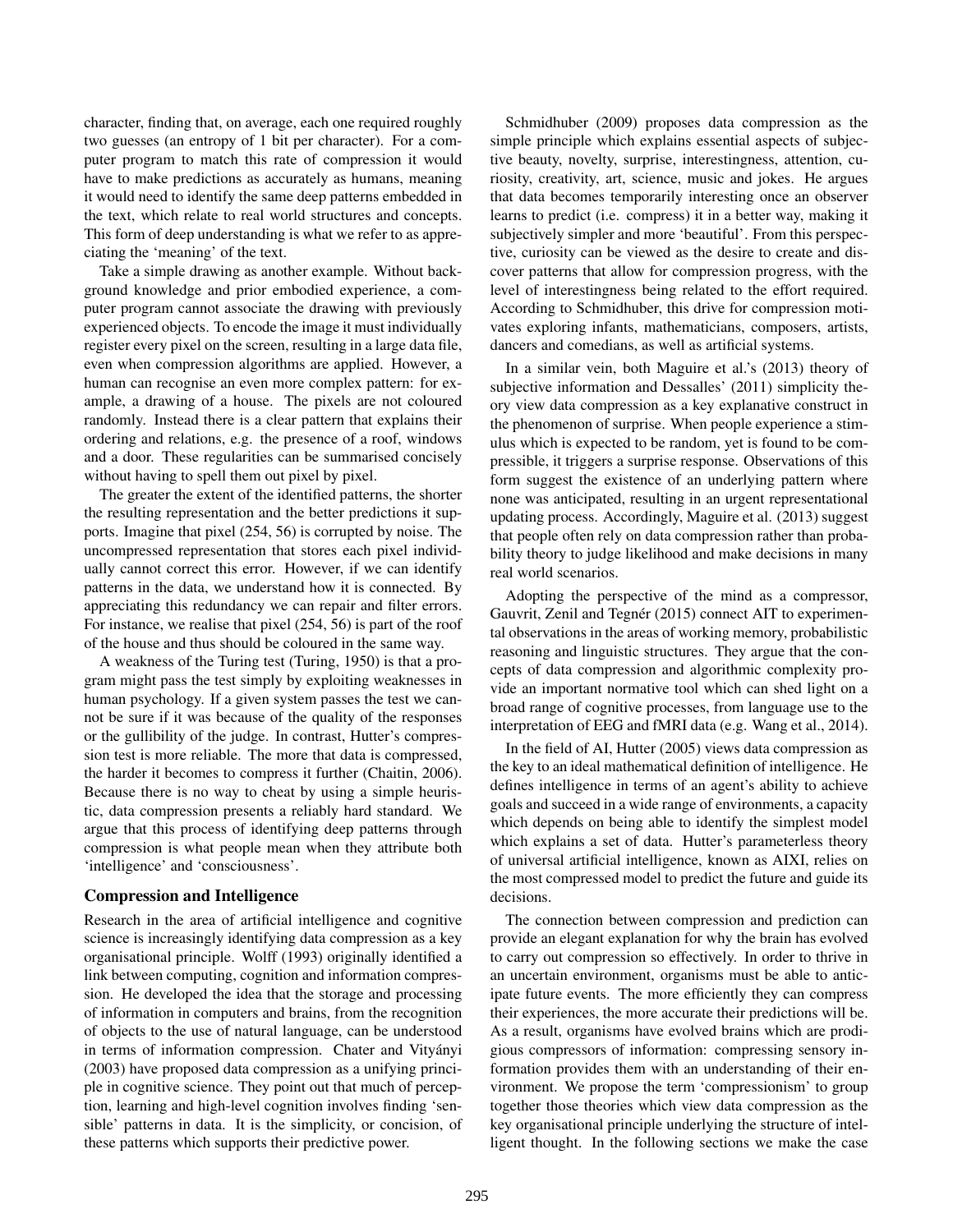character, finding that, on average, each one required roughly two guesses (an entropy of 1 bit per character). For a computer program to match this rate of compression it would have to make predictions as accurately as humans, meaning it would need to identify the same deep patterns embedded in the text, which relate to real world structures and concepts. This form of deep understanding is what we refer to as appreciating the 'meaning' of the text.

Take a simple drawing as another example. Without background knowledge and prior embodied experience, a computer program cannot associate the drawing with previously experienced objects. To encode the image it must individually register every pixel on the screen, resulting in a large data file, even when compression algorithms are applied. However, a human can recognise an even more complex pattern: for example, a drawing of a house. The pixels are not coloured randomly. Instead there is a clear pattern that explains their ordering and relations, e.g. the presence of a roof, windows and a door. These regularities can be summarised concisely without having to spell them out pixel by pixel.

The greater the extent of the identified patterns, the shorter the resulting representation and the better predictions it supports. Imagine that pixel (254, 56) is corrupted by noise. The uncompressed representation that stores each pixel individually cannot correct this error. However, if we can identify patterns in the data, we understand how it is connected. By appreciating this redundancy we can repair and filter errors. For instance, we realise that pixel (254, 56) is part of the roof of the house and thus should be coloured in the same way.

A weakness of the Turing test (Turing, 1950) is that a program might pass the test simply by exploiting weaknesses in human psychology. If a given system passes the test we cannot be sure if it was because of the quality of the responses or the gullibility of the judge. In contrast, Hutter's compression test is more reliable. The more that data is compressed, the harder it becomes to compress it further (Chaitin, 2006). Because there is no way to cheat by using a simple heuristic, data compression presents a reliably hard standard. We argue that this process of identifying deep patterns through compression is what people mean when they attribute both 'intelligence' and 'consciousness'.

## Compression and Intelligence

Research in the area of artificial intelligence and cognitive science is increasingly identifying data compression as a key organisational principle. Wolff (1993) originally identified a link between computing, cognition and information compression. He developed the idea that the storage and processing of information in computers and brains, from the recognition of objects to the use of natural language, can be understood in terms of information compression. Chater and Vitányi (2003) have proposed data compression as a unifying principle in cognitive science. They point out that much of perception, learning and high-level cognition involves finding 'sensible' patterns in data. It is the simplicity, or concision, of these patterns which supports their predictive power.

Schmidhuber (2009) proposes data compression as the simple principle which explains essential aspects of subjective beauty, novelty, surprise, interestingness, attention, curiosity, creativity, art, science, music and jokes. He argues that data becomes temporarily interesting once an observer learns to predict (i.e. compress) it in a better way, making it subjectively simpler and more 'beautiful'. From this perspective, curiosity can be viewed as the desire to create and discover patterns that allow for compression progress, with the level of interestingness being related to the effort required. According to Schmidhuber, this drive for compression motivates exploring infants, mathematicians, composers, artists, dancers and comedians, as well as artificial systems.

In a similar vein, both Maguire et al.'s (2013) theory of subjective information and Dessalles' (2011) simplicity theory view data compression as a key explanative construct in the phenomenon of surprise. When people experience a stimulus which is expected to be random, yet is found to be compressible, it triggers a surprise response. Observations of this form suggest the existence of an underlying pattern where none was anticipated, resulting in an urgent representational updating process. Accordingly, Maguire et al. (2013) suggest that people often rely on data compression rather than probability theory to judge likelihood and make decisions in many real world scenarios.

Adopting the perspective of the mind as a compressor, Gauvrit, Zenil and Tegnér (2015) connect AIT to experimental observations in the areas of working memory, probabilistic reasoning and linguistic structures. They argue that the concepts of data compression and algorithmic complexity provide an important normative tool which can shed light on a broad range of cognitive processes, from language use to the interpretation of EEG and fMRI data (e.g. Wang et al., 2014).

In the field of AI, Hutter (2005) views data compression as the key to an ideal mathematical definition of intelligence. He defines intelligence in terms of an agent's ability to achieve goals and succeed in a wide range of environments, a capacity which depends on being able to identify the simplest model which explains a set of data. Hutter's parameterless theory of universal artificial intelligence, known as AIXI, relies on the most compressed model to predict the future and guide its decisions.

The connection between compression and prediction can provide an elegant explanation for why the brain has evolved to carry out compression so effectively. In order to thrive in an uncertain environment, organisms must be able to anticipate future events. The more efficiently they can compress their experiences, the more accurate their predictions will be. As a result, organisms have evolved brains which are prodigious compressors of information: compressing sensory information provides them with an understanding of their environment. We propose the term 'compressionism' to group together those theories which view data compression as the key organisational principle underlying the structure of intelligent thought. In the following sections we make the case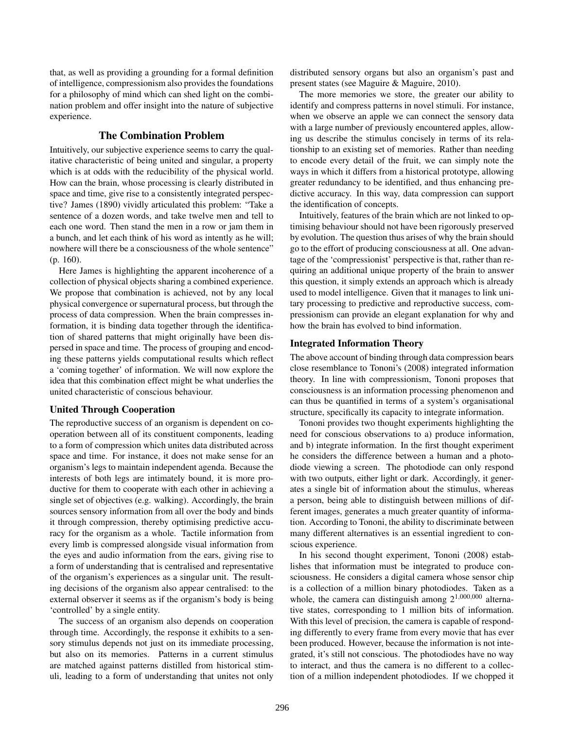that, as well as providing a grounding for a formal definition of intelligence, compressionism also provides the foundations for a philosophy of mind which can shed light on the combination problem and offer insight into the nature of subjective experience.

## The Combination Problem

Intuitively, our subjective experience seems to carry the qualitative characteristic of being united and singular, a property which is at odds with the reducibility of the physical world. How can the brain, whose processing is clearly distributed in space and time, give rise to a consistently integrated perspective? James (1890) vividly articulated this problem: "Take a sentence of a dozen words, and take twelve men and tell to each one word. Then stand the men in a row or jam them in a bunch, and let each think of his word as intently as he will; nowhere will there be a consciousness of the whole sentence" (p. 160).

Here James is highlighting the apparent incoherence of a collection of physical objects sharing a combined experience. We propose that combination is achieved, not by any local physical convergence or supernatural process, but through the process of data compression. When the brain compresses information, it is binding data together through the identification of shared patterns that might originally have been dispersed in space and time. The process of grouping and encoding these patterns yields computational results which reflect a 'coming together' of information. We will now explore the idea that this combination effect might be what underlies the united characteristic of conscious behaviour.

### United Through Cooperation

The reproductive success of an organism is dependent on cooperation between all of its constituent components, leading to a form of compression which unites data distributed across space and time. For instance, it does not make sense for an organism's legs to maintain independent agenda. Because the interests of both legs are intimately bound, it is more productive for them to cooperate with each other in achieving a single set of objectives (e.g. walking). Accordingly, the brain sources sensory information from all over the body and binds it through compression, thereby optimising predictive accuracy for the organism as a whole. Tactile information from every limb is compressed alongside visual information from the eyes and audio information from the ears, giving rise to a form of understanding that is centralised and representative of the organism's experiences as a singular unit. The resulting decisions of the organism also appear centralised: to the external observer it seems as if the organism's body is being 'controlled' by a single entity.

The success of an organism also depends on cooperation through time. Accordingly, the response it exhibits to a sensory stimulus depends not just on its immediate processing, but also on its memories. Patterns in a current stimulus are matched against patterns distilled from historical stimuli, leading to a form of understanding that unites not only distributed sensory organs but also an organism's past and present states (see Maguire & Maguire, 2010).

The more memories we store, the greater our ability to identify and compress patterns in novel stimuli. For instance, when we observe an apple we can connect the sensory data with a large number of previously encountered apples, allowing us describe the stimulus concisely in terms of its relationship to an existing set of memories. Rather than needing to encode every detail of the fruit, we can simply note the ways in which it differs from a historical prototype, allowing greater redundancy to be identified, and thus enhancing predictive accuracy. In this way, data compression can support the identification of concepts.

Intuitively, features of the brain which are not linked to optimising behaviour should not have been rigorously preserved by evolution. The question thus arises of why the brain should go to the effort of producing consciousness at all. One advantage of the 'compressionist' perspective is that, rather than requiring an additional unique property of the brain to answer this question, it simply extends an approach which is already used to model intelligence. Given that it manages to link unitary processing to predictive and reproductive success, compressionism can provide an elegant explanation for why and how the brain has evolved to bind information.

### Integrated Information Theory

The above account of binding through data compression bears close resemblance to Tononi's (2008) integrated information theory. In line with compressionism, Tononi proposes that consciousness is an information processing phenomenon and can thus be quantified in terms of a system's organisational structure, specifically its capacity to integrate information.

Tononi provides two thought experiments highlighting the need for conscious observations to a) produce information, and b) integrate information. In the first thought experiment he considers the difference between a human and a photodiode viewing a screen. The photodiode can only respond with two outputs, either light or dark. Accordingly, it generates a single bit of information about the stimulus, whereas a person, being able to distinguish between millions of different images, generates a much greater quantity of information. According to Tononi, the ability to discriminate between many different alternatives is an essential ingredient to conscious experience.

In his second thought experiment, Tononi (2008) establishes that information must be integrated to produce consciousness. He considers a digital camera whose sensor chip is a collection of a million binary photodiodes. Taken as a whole, the camera can distinguish among $2^{1,000,000}$ alternative states, corresponding to 1 million bits of information. With this level of precision, the camera is capable of responding differently to every frame from every movie that has ever been produced. However, because the information is not integrated, it's still not conscious. The photodiodes have no way to interact, and thus the camera is no different to a collection of a million independent photodiodes. If we chopped it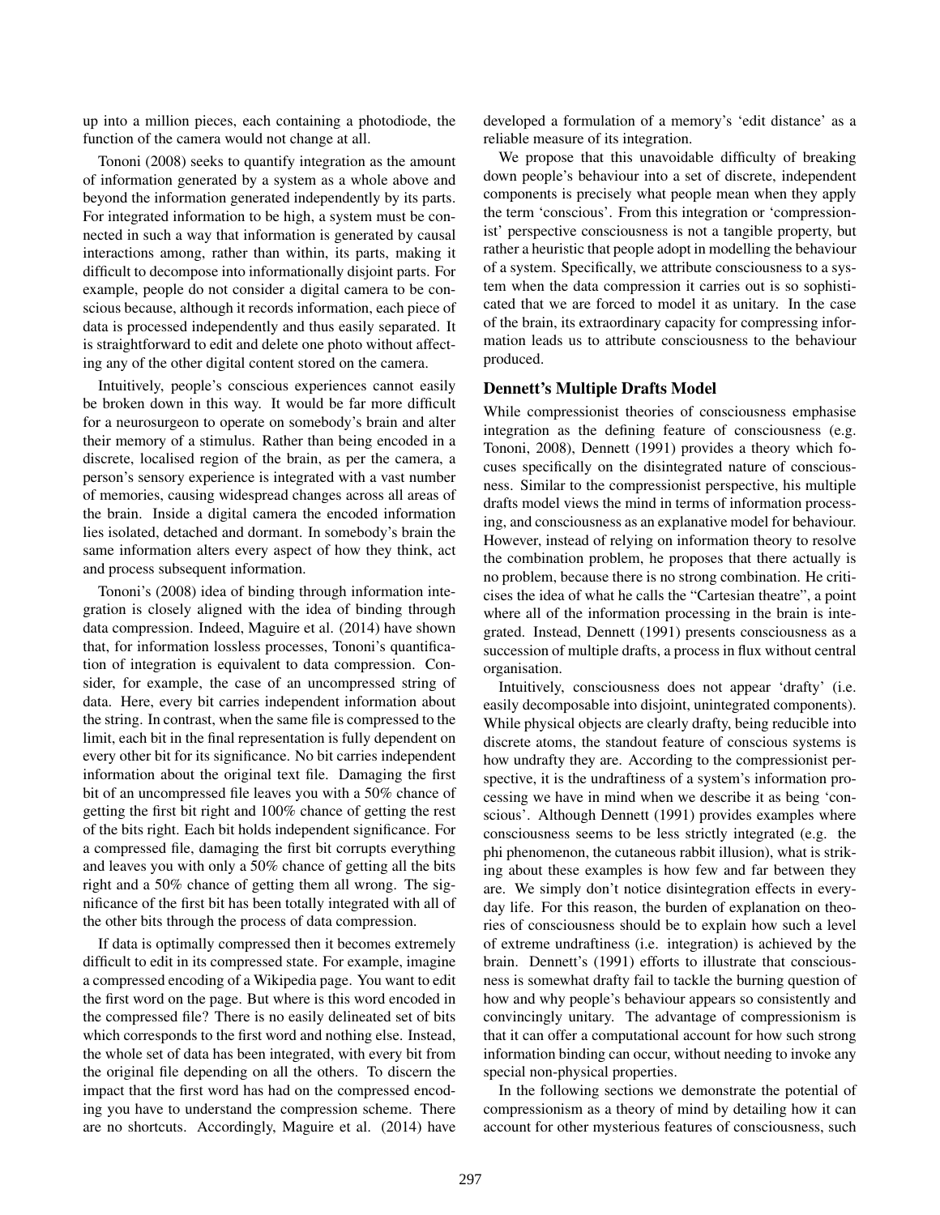up into a million pieces, each containing a photodiode, the function of the camera would not change at all.

Tononi (2008) seeks to quantify integration as the amount of information generated by a system as a whole above and beyond the information generated independently by its parts. For integrated information to be high, a system must be connected in such a way that information is generated by causal interactions among, rather than within, its parts, making it difficult to decompose into informationally disjoint parts. For example, people do not consider a digital camera to be conscious because, although it records information, each piece of data is processed independently and thus easily separated. It is straightforward to edit and delete one photo without affecting any of the other digital content stored on the camera.

Intuitively, people's conscious experiences cannot easily be broken down in this way. It would be far more difficult for a neurosurgeon to operate on somebody's brain and alter their memory of a stimulus. Rather than being encoded in a discrete, localised region of the brain, as per the camera, a person's sensory experience is integrated with a vast number of memories, causing widespread changes across all areas of the brain. Inside a digital camera the encoded information lies isolated, detached and dormant. In somebody's brain the same information alters every aspect of how they think, act and process subsequent information.

Tononi's (2008) idea of binding through information integration is closely aligned with the idea of binding through data compression. Indeed, Maguire et al. (2014) have shown that, for information lossless processes, Tononi's quantification of integration is equivalent to data compression. Consider, for example, the case of an uncompressed string of data. Here, every bit carries independent information about the string. In contrast, when the same file is compressed to the limit, each bit in the final representation is fully dependent on every other bit for its significance. No bit carries independent information about the original text file. Damaging the first bit of an uncompressed file leaves you with a 50% chance of getting the first bit right and 100% chance of getting the rest of the bits right. Each bit holds independent significance. For a compressed file, damaging the first bit corrupts everything and leaves you with only a 50% chance of getting all the bits right and a 50% chance of getting them all wrong. The significance of the first bit has been totally integrated with all of the other bits through the process of data compression.

If data is optimally compressed then it becomes extremely difficult to edit in its compressed state. For example, imagine a compressed encoding of a Wikipedia page. You want to edit the first word on the page. But where is this word encoded in the compressed file? There is no easily delineated set of bits which corresponds to the first word and nothing else. Instead, the whole set of data has been integrated, with every bit from the original file depending on all the others. To discern the impact that the first word has had on the compressed encoding you have to understand the compression scheme. There are no shortcuts. Accordingly, Maguire et al. (2014) have developed a formulation of a memory's 'edit distance' as a reliable measure of its integration.

We propose that this unavoidable difficulty of breaking down people's behaviour into a set of discrete, independent components is precisely what people mean when they apply the term 'conscious'. From this integration or 'compressionist' perspective consciousness is not a tangible property, but rather a heuristic that people adopt in modelling the behaviour of a system. Specifically, we attribute consciousness to a system when the data compression it carries out is so sophisticated that we are forced to model it as unitary. In the case of the brain, its extraordinary capacity for compressing information leads us to attribute consciousness to the behaviour produced.

## Dennett's Multiple Drafts Model

While compressionist theories of consciousness emphasise integration as the defining feature of consciousness (e.g. Tononi, 2008), Dennett (1991) provides a theory which focuses specifically on the disintegrated nature of consciousness. Similar to the compressionist perspective, his multiple drafts model views the mind in terms of information processing, and consciousness as an explanative model for behaviour. However, instead of relying on information theory to resolve the combination problem, he proposes that there actually is no problem, because there is no strong combination. He criticises the idea of what he calls the "Cartesian theatre", a point where all of the information processing in the brain is integrated. Instead, Dennett (1991) presents consciousness as a succession of multiple drafts, a process in flux without central organisation.

Intuitively, consciousness does not appear 'drafty' (i.e. easily decomposable into disjoint, unintegrated components). While physical objects are clearly drafty, being reducible into discrete atoms, the standout feature of conscious systems is how undrafty they are. According to the compressionist perspective, it is the undraftiness of a system's information processing we have in mind when we describe it as being 'conscious'. Although Dennett (1991) provides examples where consciousness seems to be less strictly integrated (e.g. the phi phenomenon, the cutaneous rabbit illusion), what is striking about these examples is how few and far between they are. We simply don't notice disintegration effects in everyday life. For this reason, the burden of explanation on theories of consciousness should be to explain how such a level of extreme undraftiness (i.e. integration) is achieved by the brain. Dennett's (1991) efforts to illustrate that consciousness is somewhat drafty fail to tackle the burning question of how and why people's behaviour appears so consistently and convincingly unitary. The advantage of compressionism is that it can offer a computational account for how such strong information binding can occur, without needing to invoke any special non-physical properties.

In the following sections we demonstrate the potential of compressionism as a theory of mind by detailing how it can account for other mysterious features of consciousness, such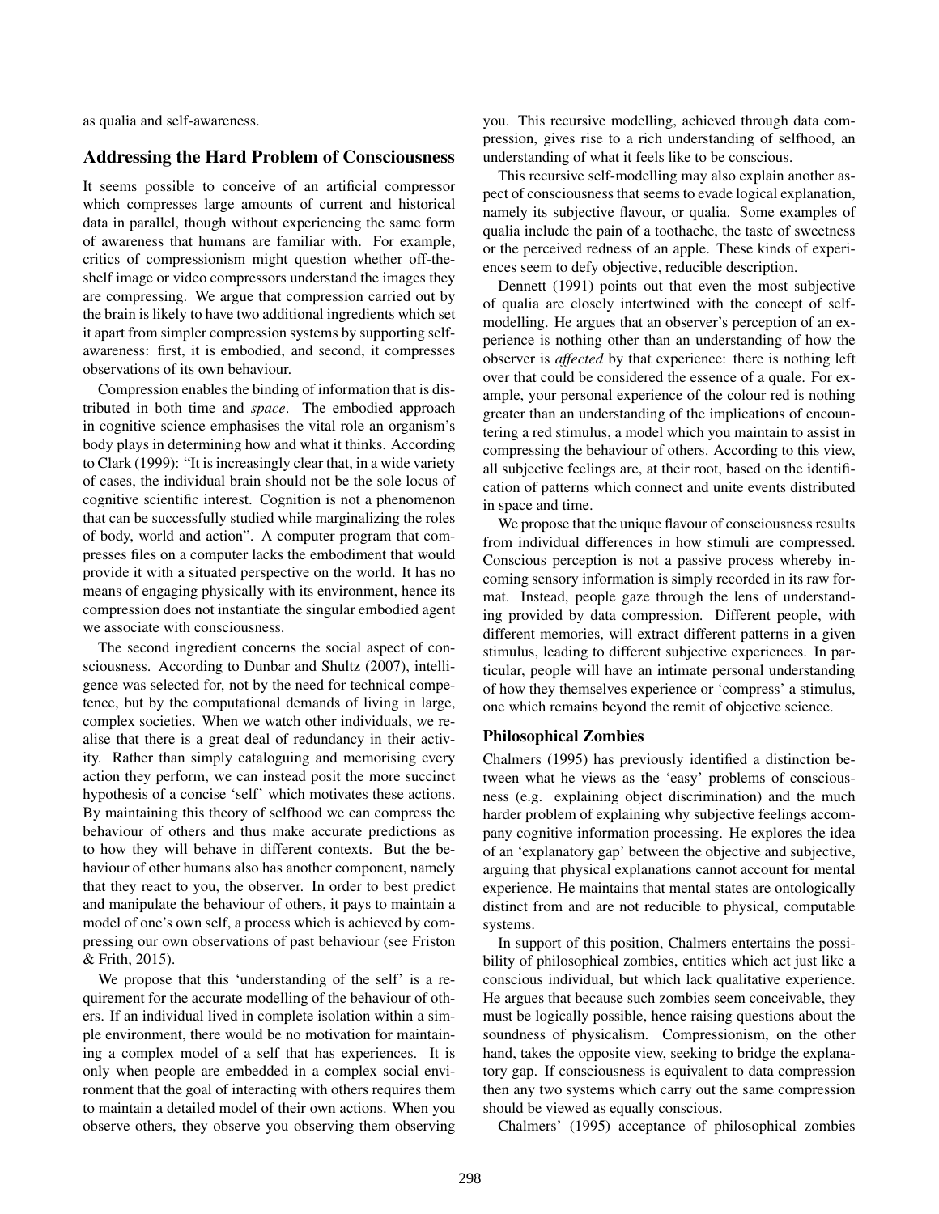as qualia and self-awareness.

## Addressing the Hard Problem of Consciousness

It seems possible to conceive of an artificial compressor which compresses large amounts of current and historical data in parallel, though without experiencing the same form of awareness that humans are familiar with. For example, critics of compressionism might question whether off-the-shelf image or video compressors understand the images they are compressing. We argue that compression carried out by the brain is likely to have two additional ingredients which set it apart from simpler compression systems by supporting self-awareness: first, it is embodied, and second, it compresses observations of its own behaviour.

Compression enables the binding of information that is distributed in both time and *space*. The embodied approach in cognitive science emphasises the vital role an organism's body plays in determining how and what it thinks. According to Clark (1999): "It is increasingly clear that, in a wide variety of cases, the individual brain should not be the sole locus of cognitive scientific interest. Cognition is not a phenomenon that can be successfully studied while marginalizing the roles of body, world and action". A computer program that compresses files on a computer lacks the embodiment that would provide it with a situated perspective on the world. It has no means of engaging physically with its environment, hence its compression does not instantiate the singular embodied agent we associate with consciousness.

The second ingredient concerns the social aspect of consciousness. According to Dunbar and Shultz (2007), intelligence was selected for, not by the need for technical competence, but by the computational demands of living in large, complex societies. When we watch other individuals, we realise that there is a great deal of redundancy in their activity. Rather than simply cataloguing and memorising every action they perform, we can instead posit the more succinct hypothesis of a concise 'self' which motivates these actions. By maintaining this theory of selfhood we can compress the behaviour of others and thus make accurate predictions as to how they will behave in different contexts. But the behaviour of other humans also has another component, namely that they react to you, the observer. In order to best predict and manipulate the behaviour of others, it pays to maintain a model of one's own self, a process which is achieved by compressing our own observations of past behaviour (see Friston & Frith, 2015).

We propose that this 'understanding of the self' is a requirement for the accurate modelling of the behaviour of others. If an individual lived in complete isolation within a simple environment, there would be no motivation for maintaining a complex model of a self that has experiences. It is only when people are embedded in a complex social environment that the goal of interacting with others requires them to maintain a detailed model of their own actions. When you observe others, they observe you observing them observing you. This recursive modelling, achieved through data compression, gives rise to a rich understanding of selfhood, an understanding of what it feels like to be conscious.

This recursive self-modelling may also explain another aspect of consciousness that seems to evade logical explanation, namely its subjective flavour, or qualia. Some examples of qualia include the pain of a toothache, the taste of sweetness or the perceived redness of an apple. These kinds of experiences seem to defy objective, reducible description.

Dennett (1991) points out that even the most subjective of qualia are closely intertwined with the concept of self-modelling. He argues that an observer's perception of an experience is nothing other than an understanding of how the observer is *affected* by that experience: there is nothing left over that could be considered the essence of a quale. For example, your personal experience of the colour red is nothing greater than an understanding of the implications of encountering a red stimulus, a model which you maintain to assist in compressing the behaviour of others. According to this view, all subjective feelings are, at their root, based on the identification of patterns which connect and unite events distributed in space and time.

We propose that the unique flavour of consciousness results from individual differences in how stimuli are compressed. Conscious perception is not a passive process whereby incoming sensory information is simply recorded in its raw format. Instead, people gaze through the lens of understanding provided by data compression. Different people, with different memories, will extract different patterns in a given stimulus, leading to different subjective experiences. In particular, people will have an intimate personal understanding of how they themselves experience or 'compress' a stimulus, one which remains beyond the remit of objective science.

### Philosophical Zombies

Chalmers (1995) has previously identified a distinction between what he views as the 'easy' problems of consciousness (e.g. explaining object discrimination) and the much harder problem of explaining why subjective feelings accompany cognitive information processing. He explores the idea of an 'explanatory gap' between the objective and subjective, arguing that physical explanations cannot account for mental experience. He maintains that mental states are ontologically distinct from and are not reducible to physical, computable systems.

In support of this position, Chalmers entertains the possibility of philosophical zombies, entities which act just like a conscious individual, but which lack qualitative experience. He argues that because such zombies seem conceivable, they must be logically possible, hence raising questions about the soundness of physicalism. Compressionism, on the other hand, takes the opposite view, seeking to bridge the explanatory gap. If consciousness is equivalent to data compression then any two systems which carry out the same compression should be viewed as equally conscious.

Chalmers' (1995) acceptance of philosophical zombies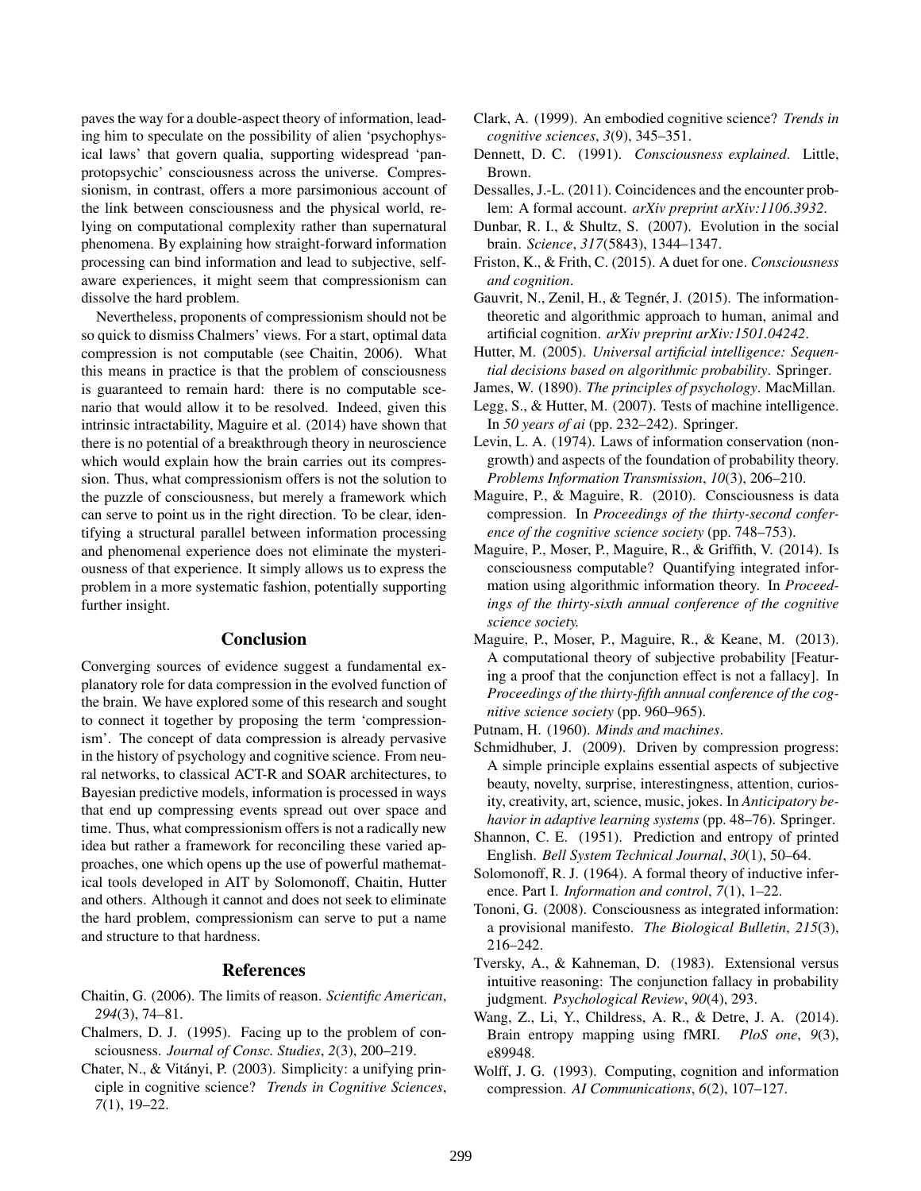paves the way for a double-aspect theory of information, leading him to speculate on the possibility of alien 'psychophysical laws' that govern qualia, supporting widespread 'panprotopsychic' consciousness across the universe. Compressionism, in contrast, offers a more parsimonious account of the link between consciousness and the physical world, relying on computational complexity rather than supernatural phenomena. By explaining how straight-forward information processing can bind information and lead to subjective, self-aware experiences, it might seem that compressionism can dissolve the hard problem.

Nevertheless, proponents of compressionism should not be so quick to dismiss Chalmers' views. For a start, optimal data compression is not computable (see Chaitin, 2006). What this means in practice is that the problem of consciousness is guaranteed to remain hard: there is no computable scenario that would allow it to be resolved. Indeed, given this intrinsic intractability, Maguire et al. (2014) have shown that there is no potential of a breakthrough theory in neuroscience which would explain how the brain carries out its compression. Thus, what compressionism offers is not the solution to the puzzle of consciousness, but merely a framework which can serve to point us in the right direction. To be clear, identifying a structural parallel between information processing and phenomenal experience does not eliminate the mysteriousness of that experience. It simply allows us to express the problem in a more systematic fashion, potentially supporting further insight.

## Conclusion

Converging sources of evidence suggest a fundamental explanatory role for data compression in the evolved function of the brain. We have explored some of this research and sought to connect it together by proposing the term 'compressionism'. The concept of data compression is already pervasive in the history of psychology and cognitive science. From neural networks, to classical ACT-R and SOAR architectures, to Bayesian predictive models, information is processed in ways that end up compressing events spread out over space and time. Thus, what compressionism offers is not a radically new idea but rather a framework for reconciling these varied approaches, one which opens up the use of powerful mathematical tools developed in AIT by Solomonoff, Chaitin, Hutter and others. Although it cannot and does not seek to eliminate the hard problem, compressionism can serve to put a name and structure to that hardness.

## References

Chaitin, G. (2006). The limits of reason. *Scientific American*, *294*(3), 74–81.

Chalmers, D. J. (1995). Facing up to the problem of consciousness. *Journal of Consc. Studies*, *2*(3), 200–219.

Chater, N., & Vitányi, P. (2003). Simplicity: a unifying principle in cognitive science? *Trends in Cognitive Sciences*, *7*(1), 19–22.

Clark, A. (1999). An embodied cognitive science? *Trends in cognitive sciences*, *3*(9), 345–351.

Dennett, D. C. (1991). *Consciousness explained*. Little, Brown.

Dessalles, J.-L. (2011). Coincidences and the encounter problem: A formal account. *arXiv preprint arXiv:1106.3932*.

Dunbar, R. I., & Shultz, S. (2007). Evolution in the social brain. *Science*, *317*(5843), 1344–1347.

Friston, K., & Frith, C. (2015). A duet for one. *Consciousness and cognition*.

Gauvrit, N., Zenil, H., & Tegnér, J. (2015). The information-theoretic and algorithmic approach to human, animal and artificial cognition. *arXiv preprint arXiv:1501.04242*.

Hutter, M. (2005). *Universal artificial intelligence: Sequential decisions based on algorithmic probability*. Springer.

James, W. (1890). *The principles of psychology*. MacMillan.

Legg, S., & Hutter, M. (2007). Tests of machine intelligence. In *50 years of ai* (pp. 232–242). Springer.

Levin, L. A. (1974). Laws of information conservation (non-growth) and aspects of the foundation of probability theory. *Problems Information Transmission*, *10*(3), 206–210.

Maguire, P., & Maguire, R. (2010). Consciousness is data compression. In *Proceedings of the thirty-second conference of the cognitive science society* (pp. 748–753).

Maguire, P., Moser, P., Maguire, R., & Griffith, V. (2014). Is consciousness computable? Quantifying integrated information using algorithmic information theory. In *Proceedings of the thirty-sixth annual conference of the cognitive science society.*

Maguire, P., Moser, P., Maguire, R., & Keane, M. (2013). A computational theory of subjective probability [Featuring a proof that the conjunction effect is not a fallacy]. In *Proceedings of the thirty-fifth annual conference of the cognitive science society* (pp. 960–965).

Putnam, H. (1960). *Minds and machines*.

Schmidhuber, J. (2009). Driven by compression progress: A simple principle explains essential aspects of subjective beauty, novelty, surprise, interestingness, attention, curiosity, creativity, art, science, music, jokes. In *Anticipatory behavior in adaptive learning systems* (pp. 48–76). Springer.

Shannon, C. E. (1951). Prediction and entropy of printed English. *Bell System Technical Journal*, *30*(1), 50–64.

Solomonoff, R. J. (1964). A formal theory of inductive inference. Part I. *Information and control*, *7*(1), 1–22.

Tononi, G. (2008). Consciousness as integrated information: a provisional manifesto. *The Biological Bulletin*, *215*(3), 216–242.

Tversky, A., & Kahneman, D. (1983). Extensional versus intuitive reasoning: The conjunction fallacy in probability judgment. *Psychological Review*, *90*(4), 293.

Wang, Z., Li, Y., Childress, A. R., & Detre, J. A. (2014). Brain entropy mapping using fMRI. *PloS one*, *9*(3), e89948.

Wolff, J. G. (1993). Computing, cognition and information compression. *AI Communications*, *6*(2), 107–127.